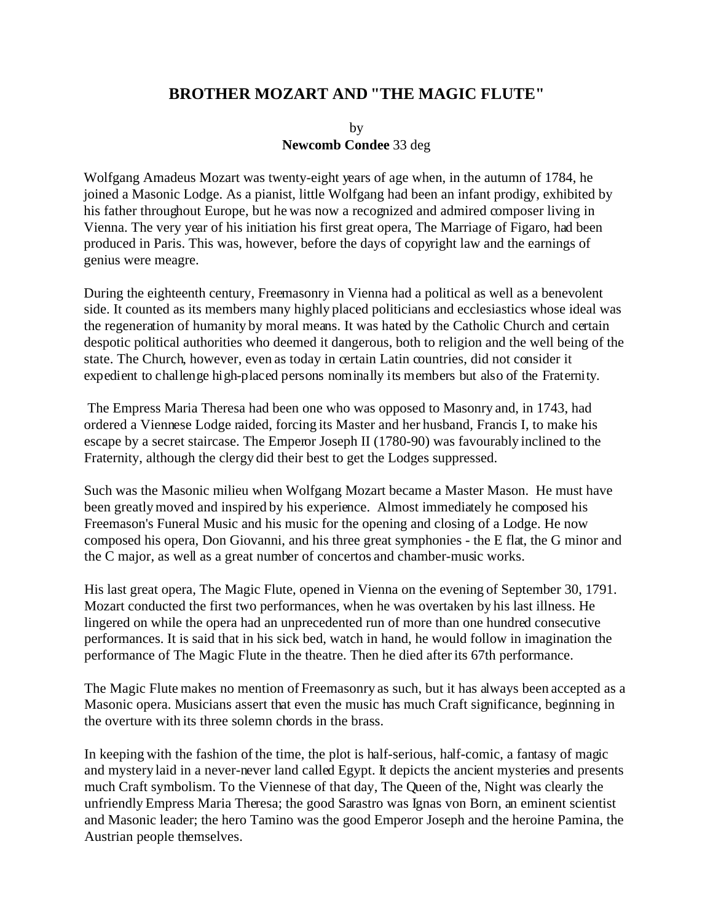# BROTHER MOZART AND "THE MAGIC FLUTE"

by
**Newcomb Condee** 33 deg

Wolfgang Amadeus Mozart was twenty-eight years of age when, in the autumn of 1784, he joined a Masonic Lodge. As a pianist, little Wolfgang had been an infant prodigy, exhibited by his father throughout Europe, but he was now a recognized and admired composer living in Vienna. The very year of his initiation his first great opera, The Marriage of Figaro, had been produced in Paris. This was, however, before the days of copyright law and the earnings of genius were meagre.

During the eighteenth century, Freemasonry in Vienna had a political as well as a benevolent side. It counted as its members many highly placed politicians and ecclesiastics whose ideal was the regeneration of humanity by moral means. It was hated by the Catholic Church and certain despotic political authorities who deemed it dangerous, both to religion and the well being of the state. The Church, however, even as today in certain Latin countries, did not consider it expedient to challenge high-placed persons nominally its members but also of the Fraternity.

The Empress Maria Theresa had been one who was opposed to Masonry and, in 1743, had ordered a Viennese Lodge raided, forcing its Master and her husband, Francis I, to make his escape by a secret staircase. The Emperor Joseph II (1780-90) was favourably inclined to the Fraternity, although the clergy did their best to get the Lodges suppressed.

Such was the Masonic milieu when Wolfgang Mozart became a Master Mason. He must have been greatly moved and inspired by his experience. Almost immediately he composed his Freemason's Funeral Music and his music for the opening and closing of a Lodge. He now composed his opera, Don Giovanni, and his three great symphonies - the E flat, the G minor and the C major, as well as a great number of concertos and chamber-music works.

His last great opera, The Magic Flute, opened in Vienna on the evening of September 30, 1791. Mozart conducted the first two performances, when he was overtaken by his last illness. He lingered on while the opera had an unprecedented run of more than one hundred consecutive performances. It is said that in his sick bed, watch in hand, he would follow in imagination the performance of The Magic Flute in the theatre. Then he died after its 67th performance.

The Magic Flute makes no mention of Freemasonry as such, but it has always been accepted as a Masonic opera. Musicians assert that even the music has much Craft significance, beginning in the overture with its three solemn chords in the brass.

In keeping with the fashion of the time, the plot is half-serious, half-comic, a fantasy of magic and mystery laid in a never-never land called Egypt. It depicts the ancient mysteries and presents much Craft symbolism. To the Viennese of that day, The Queen of the, Night was clearly the unfriendly Empress Maria Theresa; the good Sarastro was Ignas von Born, an eminent scientist and Masonic leader; the hero Tamino was the good Emperor Joseph and the heroine Pamina, the Austrian people themselves.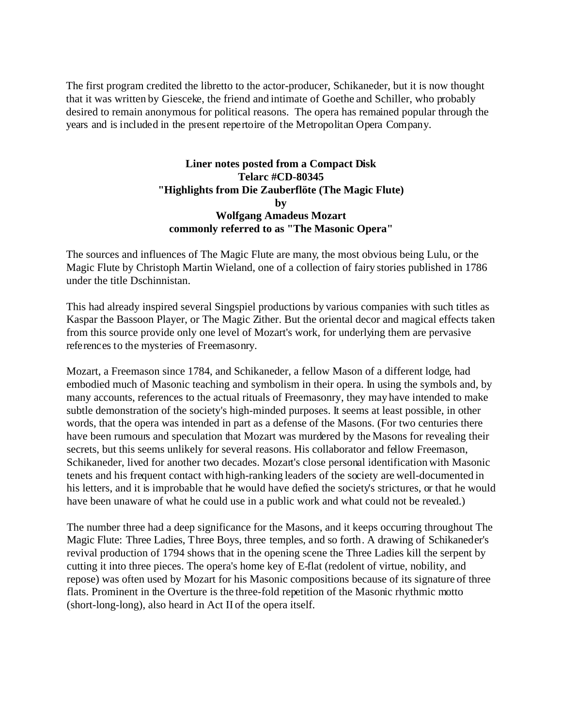The first program credited the libretto to the actor-producer, Schikaneder, but it is now thought that it was written by Giesceke, the friend and intimate of Goethe and Schiller, who probably desired to remain anonymous for political reasons. The opera has remained popular through the years and is included in the present repertoire of the Metropolitan Opera Company.

**Liner notes posted from a Compact Disk**
**Telarc #CD-80345**
**"Highlights from Die Zauberflöte (The Magic Flute)**
**by**
**Wolfgang Amadeus Mozart**
**commonly referred to as "The Masonic Opera"**

The sources and influences of The Magic Flute are many, the most obvious being Lulu, or the Magic Flute by Christoph Martin Wieland, one of a collection of fairy stories published in 1786 under the title Dschinnistan.

This had already inspired several Singspiel productions by various companies with such titles as Kaspar the Bassoon Player, or The Magic Zither. But the oriental decor and magical effects taken from this source provide only one level of Mozart's work, for underlying them are pervasive references to the mysteries of Freemasonry.

Mozart, a Freemason since 1784, and Schikaneder, a fellow Mason of a different lodge, had embodied much of Masonic teaching and symbolism in their opera. In using the symbols and, by many accounts, references to the actual rituals of Freemasonry, they may have intended to make subtle demonstration of the society's high-minded purposes. It seems at least possible, in other words, that the opera was intended in part as a defense of the Masons. (For two centuries there have been rumours and speculation that Mozart was murdered by the Masons for revealing their secrets, but this seems unlikely for several reasons. His collaborator and fellow Freemason, Schikaneder, lived for another two decades. Mozart's close personal identification with Masonic tenets and his frequent contact with high-ranking leaders of the society are well-documented in his letters, and it is improbable that he would have defied the society's strictures, or that he would have been unaware of what he could use in a public work and what could not be revealed.)

The number three had a deep significance for the Masons, and it keeps occurring throughout The Magic Flute: Three Ladies, Three Boys, three temples, and so forth. A drawing of Schikaneder's revival production of 1794 shows that in the opening scene the Three Ladies kill the serpent by cutting it into three pieces. The opera's home key of E-flat (redolent of virtue, nobility, and repose) was often used by Mozart for his Masonic compositions because of its signature of three flats. Prominent in the Overture is the three-fold repetition of the Masonic rhythmic motto (short-long-long), also heard in Act II of the opera itself.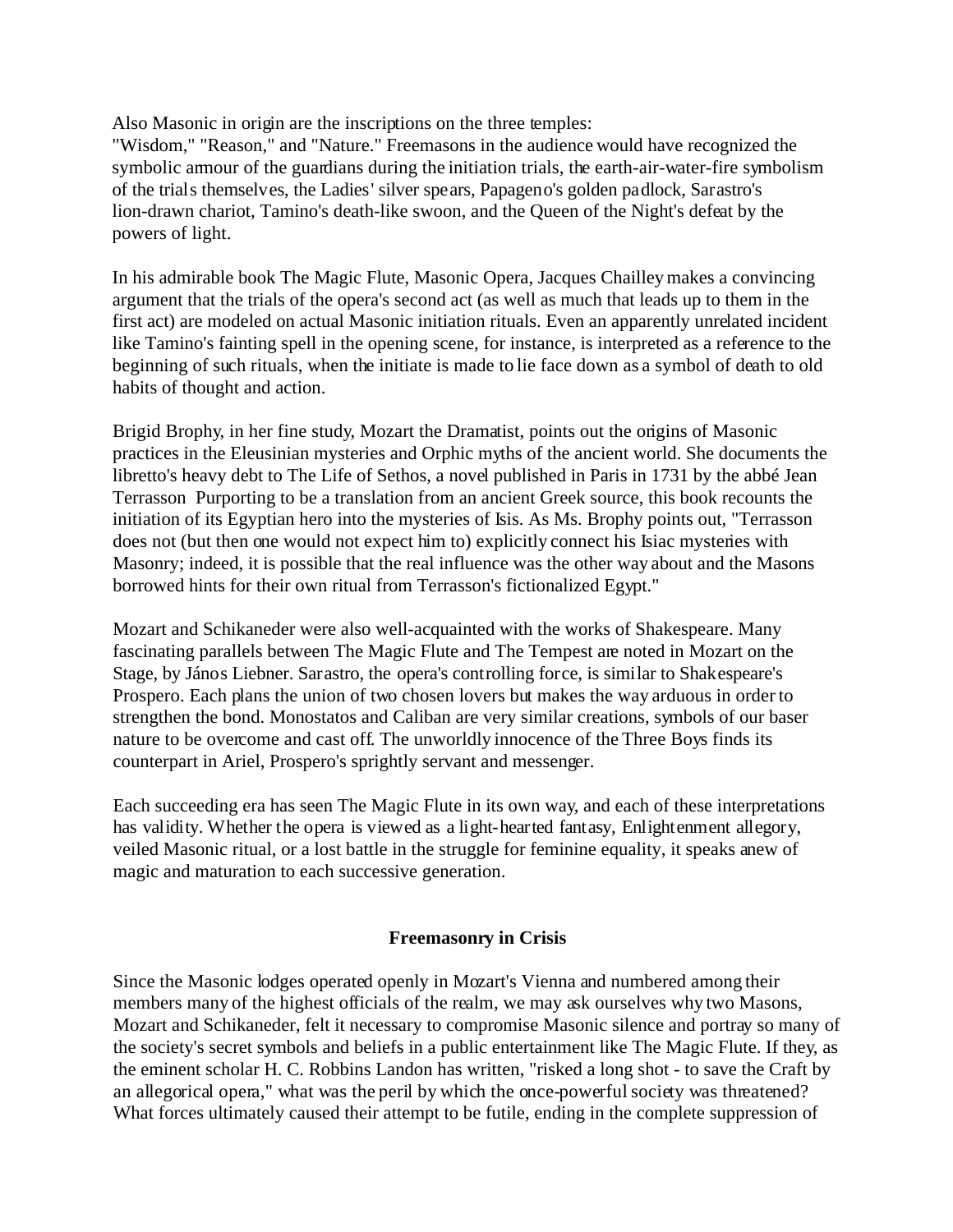Also Masonic in origin are the inscriptions on the three temples: "Wisdom," "Reason," and "Nature." Freemasons in the audience would have recognized the symbolic armour of the guardians during the initiation trials, the earth-air-water-fire symbolism of the trials themselves, the Ladies' silver spears, Papageno's golden padlock, Sarastro's lion-drawn chariot, Tamino's death-like swoon, and the Queen of the Night's defeat by the powers of light.

In his admirable book The Magic Flute, Masonic Opera, Jacques Chailley makes a convincing argument that the trials of the opera's second act (as well as much that leads up to them in the first act) are modeled on actual Masonic initiation rituals. Even an apparently unrelated incident like Tamino's fainting spell in the opening scene, for instance, is interpreted as a reference to the beginning of such rituals, when the initiate is made to lie face down as a symbol of death to old habits of thought and action.

Brigid Brophy, in her fine study, Mozart the Dramatist, points out the origins of Masonic practices in the Eleusinian mysteries and Orphic myths of the ancient world. She documents the libretto's heavy debt to The Life of Sethos, a novel published in Paris in 1731 by the abbé Jean Terrasson Purporting to be a translation from an ancient Greek source, this book recounts the initiation of its Egyptian hero into the mysteries of Isis. As Ms. Brophy points out, "Terrasson does not (but then one would not expect him to) explicitly connect his Isiac mysteries with Masonry; indeed, it is possible that the real influence was the other way about and the Masons borrowed hints for their own ritual from Terrasson's fictionalized Egypt."

Mozart and Schikaneder were also well-acquainted with the works of Shakespeare. Many fascinating parallels between The Magic Flute and The Tempest are noted in Mozart on the Stage, by János Liebner. Sarastro, the opera's controlling force, is similar to Shakespeare's Prospero. Each plans the union of two chosen lovers but makes the way arduous in order to strengthen the bond. Monostatos and Caliban are very similar creations, symbols of our baser nature to be overcome and cast off. The unworldly innocence of the Three Boys finds its counterpart in Ariel, Prospero's sprightly servant and messenger.

Each succeeding era has seen The Magic Flute in its own way, and each of these interpretations has validity. Whether the opera is viewed as a light-hearted fantasy, Enlightenment allegory, veiled Masonic ritual, or a lost battle in the struggle for feminine equality, it speaks anew of magic and maturation to each successive generation.

**Freemasonry in Crisis**

Since the Masonic lodges operated openly in Mozart's Vienna and numbered among their members many of the highest officials of the realm, we may ask ourselves why two Masons, Mozart and Schikaneder, felt it necessary to compromise Masonic silence and portray so many of the society's secret symbols and beliefs in a public entertainment like The Magic Flute. If they, as the eminent scholar H. C. Robbins Landon has written, "risked a long shot - to save the Craft by an allegorical opera," what was the peril by which the once-powerful society was threatened? What forces ultimately caused their attempt to be futile, ending in the complete suppression of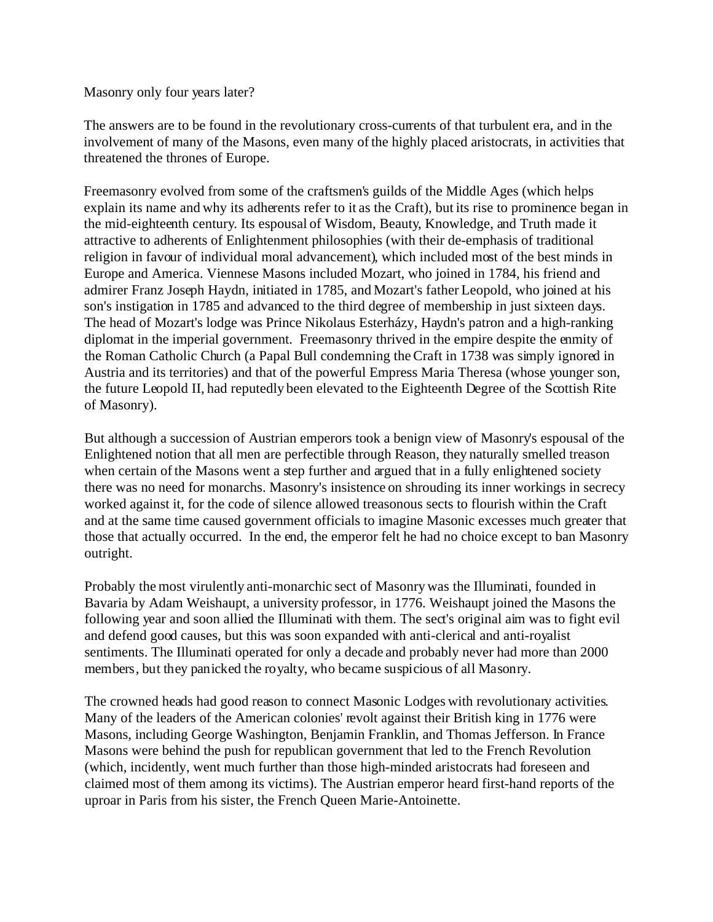Masonry only four years later?

The answers are to be found in the revolutionary cross-currents of that turbulent era, and in the involvement of many of the Masons, even many of the highly placed aristocrats, in activities that threatened the thrones of Europe.

Freemasonry evolved from some of the craftsmen's guilds of the Middle Ages (which helps explain its name and why its adherents refer to it as the Craft), but its rise to prominence began in the mid-eighteenth century. Its espousal of Wisdom, Beauty, Knowledge, and Truth made it attractive to adherents of Enlightenment philosophies (with their de-emphasis of traditional religion in favour of individual moral advancement), which included most of the best minds in Europe and America. Viennese Masons included Mozart, who joined in 1784, his friend and admirer Franz Joseph Haydn, initiated in 1785, and Mozart's father Leopold, who joined at his son's instigation in 1785 and advanced to the third degree of membership in just sixteen days. The head of Mozart's lodge was Prince Nikolaus Esterházy, Haydn's patron and a high-ranking diplomat in the imperial government. Freemasonry thrived in the empire despite the enmity of the Roman Catholic Church (a Papal Bull condemning the Craft in 1738 was simply ignored in Austria and its territories) and that of the powerful Empress Maria Theresa (whose younger son, the future Leopold II, had reputedly been elevated to the Eighteenth Degree of the Scottish Rite of Masonry).

But although a succession of Austrian emperors took a benign view of Masonry's espousal of the Enlightened notion that all men are perfectible through Reason, they naturally smelled treason when certain of the Masons went a step further and argued that in a fully enlightened society there was no need for monarchs. Masonry's insistence on shrouding its inner workings in secrecy worked against it, for the code of silence allowed treasonous sects to flourish within the Craft and at the same time caused government officials to imagine Masonic excesses much greater that those that actually occurred. In the end, the emperor felt he had no choice except to ban Masonry outright.

Probably the most virulently anti-monarchic sect of Masonry was the Illuminati, founded in Bavaria by Adam Weishaupt, a university professor, in 1776. Weishaupt joined the Masons the following year and soon allied the Illuminati with them. The sect's original aim was to fight evil and defend good causes, but this was soon expanded with anti-clerical and anti-royalist sentiments. The Illuminati operated for only a decade and probably never had more than 2000 members, but they panicked the royalty, who became suspicious of all Masonry.

The crowned heads had good reason to connect Masonic Lodges with revolutionary activities. Many of the leaders of the American colonies' revolt against their British king in 1776 were Masons, including George Washington, Benjamin Franklin, and Thomas Jefferson. In France Masons were behind the push for republican government that led to the French Revolution (which, incidently, went much further than those high-minded aristocrats had foreseen and claimed most of them among its victims). The Austrian emperor heard first-hand reports of the uproar in Paris from his sister, the French Queen Marie-Antoinette.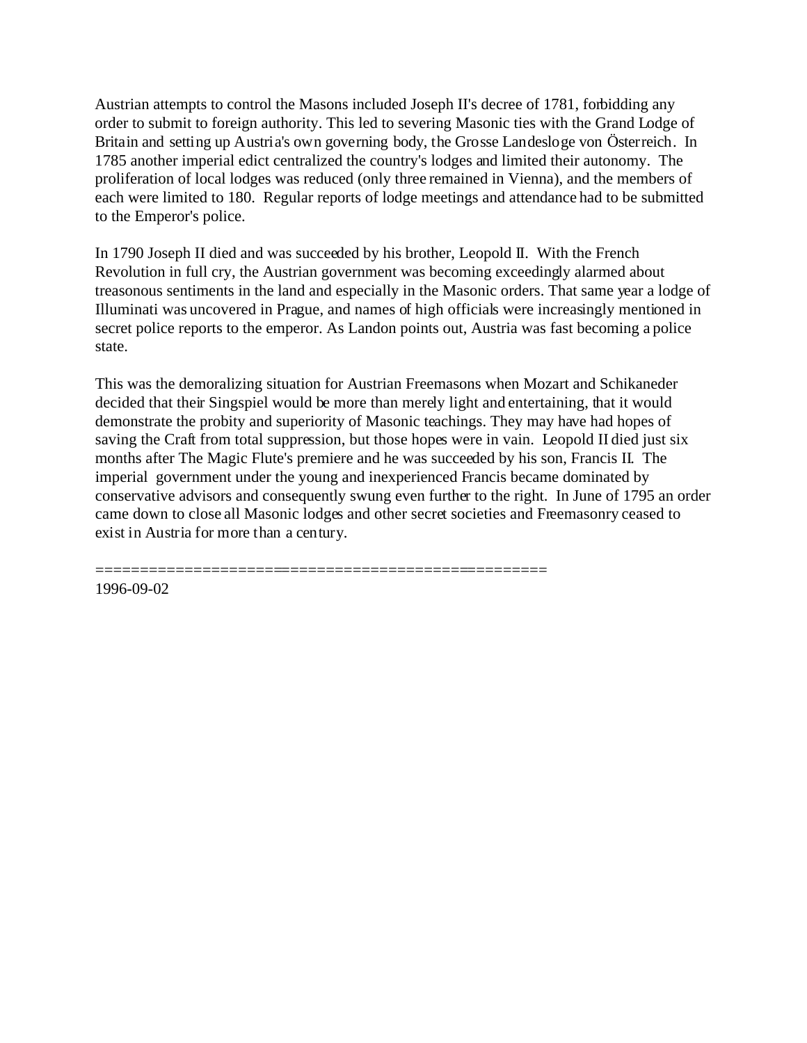Austrian attempts to control the Masons included Joseph II's decree of 1781, forbidding any order to submit to foreign authority. This led to severing Masonic ties with the Grand Lodge of Britain and setting up Austria's own governing body, the Grosse Landesloge von Österreich. In 1785 another imperial edict centralized the country's lodges and limited their autonomy. The proliferation of local lodges was reduced (only three remained in Vienna), and the members of each were limited to 180. Regular reports of lodge meetings and attendance had to be submitted to the Emperor's police.

In 1790 Joseph II died and was succeeded by his brother, Leopold II. With the French Revolution in full cry, the Austrian government was becoming exceedingly alarmed about treasonous sentiments in the land and especially in the Masonic orders. That same year a lodge of Illuminati was uncovered in Prague, and names of high officials were increasingly mentioned in secret police reports to the emperor. As Landon points out, Austria was fast becoming a police state.

This was the demoralizing situation for Austrian Freemasons when Mozart and Schikaneder decided that their Singspiel would be more than merely light and entertaining, that it would demonstrate the probity and superiority of Masonic teachings. They may have had hopes of saving the Craft from total suppression, but those hopes were in vain. Leopold II died just six months after The Magic Flute's premiere and he was succeeded by his son, Francis II. The imperial government under the young and inexperienced Francis became dominated by conservative advisors and consequently swung even further to the right. In June of 1795 an order came down to close all Masonic lodges and other secret societies and Freemasonry ceased to exist in Austria for more than a century.

==================================================

1996-09-02